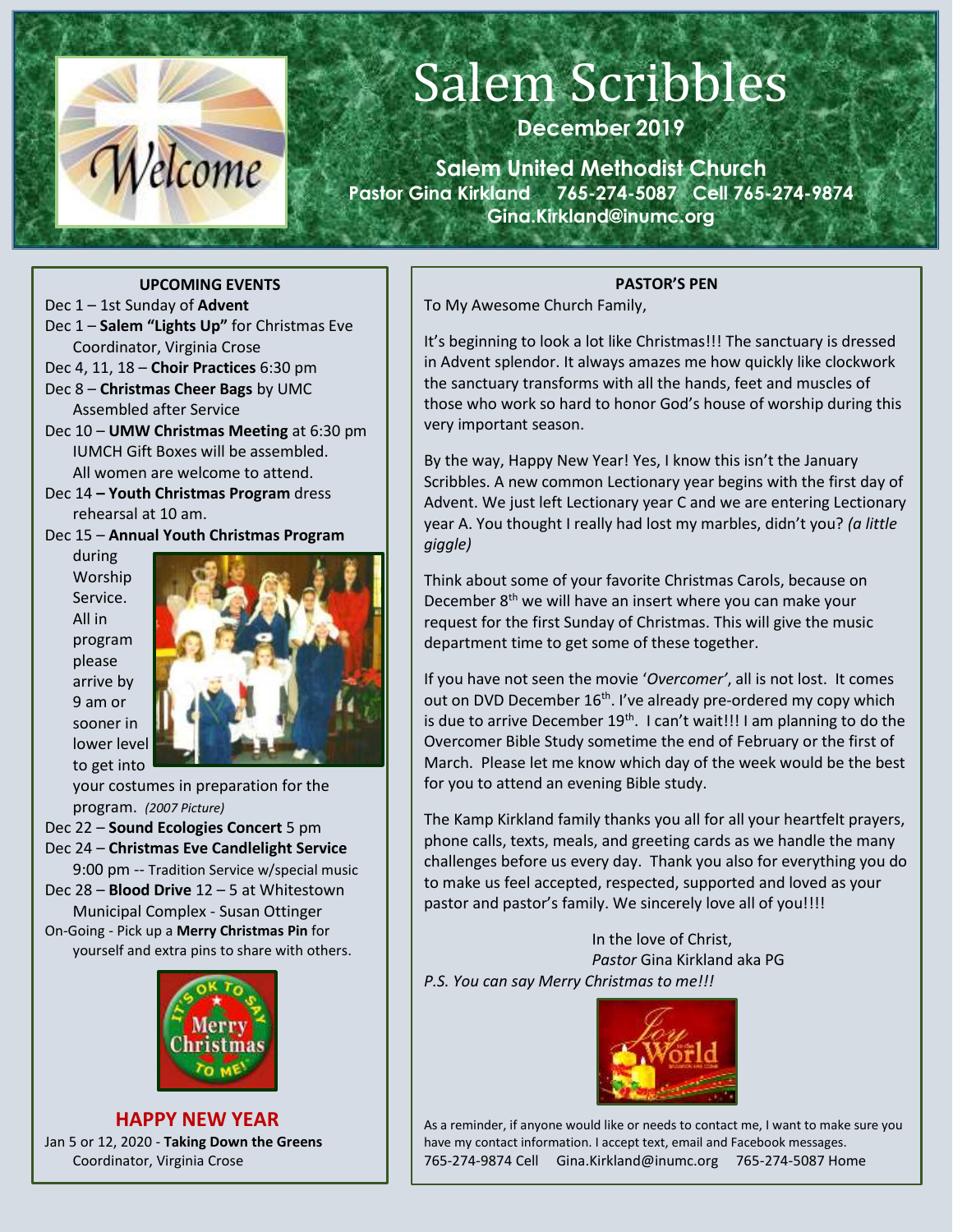# Salem Scribbles

**December 2019**

**Salem United Methodist Church**
**Pastor Gina Kirkland 765-274-5087 Cell 765-274-9874**
**Gina.Kirkland@inumc.org**

## UPCOMING EVENTS

Dec 1 – 1st Sunday of **Advent**

Dec 1 – **Salem "Lights Up"** for Christmas Eve Coordinator, Virginia Crose

Dec 4, 11, 18 – **Choir Practices** 6:30 pm

Dec 8 – **Christmas Cheer Bags** by UMC Assembled after Service

Dec 10 – **UMW Christmas Meeting** at 6:30 pm IUMCH Gift Boxes will be assembled. All women are welcome to attend.

Dec 14 **– Youth Christmas Program** dress rehearsal at 10 am.

Dec 15 – **Annual Youth Christmas Program** during Worship Service. All in program please arrive by 9 am or sooner in lower level to get into your costumes in preparation for the program. *(2007 Picture)*

Dec 22 – **Sound Ecologies Concert** 5 pm

Dec 24 – **Christmas Eve Candlelight Service** 9:00 pm -- Tradition Service w/special music

Dec 28 – **Blood Drive** 12 – 5 at Whitestown Municipal Complex - Susan Ottinger

On-Going - Pick up a **Merry Christmas Pin** for yourself and extra pins to share with others.

## HAPPY NEW YEAR

Jan 5 or 12, 2020 - **Taking Down the Greens** Coordinator, Virginia Crose

## PASTOR'S PEN

To My Awesome Church Family,

It's beginning to look a lot like Christmas!!! The sanctuary is dressed in Advent splendor. It always amazes me how quickly like clockwork the sanctuary transforms with all the hands, feet and muscles of those who work so hard to honor God's house of worship during this very important season.

By the way, Happy New Year! Yes, I know this isn't the January Scribbles. A new common Lectionary year begins with the first day of Advent. We just left Lectionary year C and we are entering Lectionary year A. You thought I really had lost my marbles, didn't you? *(a little giggle)*

Think about some of your favorite Christmas Carols, because on December 8th we will have an insert where you can make your request for the first Sunday of Christmas. This will give the music department time to get some of these together.

If you have not seen the movie '*Overcomer'*, all is not lost. It comes out on DVD December 16th. I've already pre-ordered my copy which is due to arrive December 19th. I can't wait!!! I am planning to do the Overcomer Bible Study sometime the end of February or the first of March. Please let me know which day of the week would be the best for you to attend an evening Bible study.

The Kamp Kirkland family thanks you all for all your heartfelt prayers, phone calls, texts, meals, and greeting cards as we handle the many challenges before us every day. Thank you also for everything you do to make us feel accepted, respected, supported and loved as your pastor and pastor's family. We sincerely love all of you!!!!

In the love of Christ,
*Pastor* Gina Kirkland aka PG

*P.S. You can say Merry Christmas to me!!!*

As a reminder, if anyone would like or needs to contact me, I want to make sure you have my contact information. I accept text, email and Facebook messages.
765-274-9874 Cell Gina.Kirkland@inumc.org 765-274-5087 Home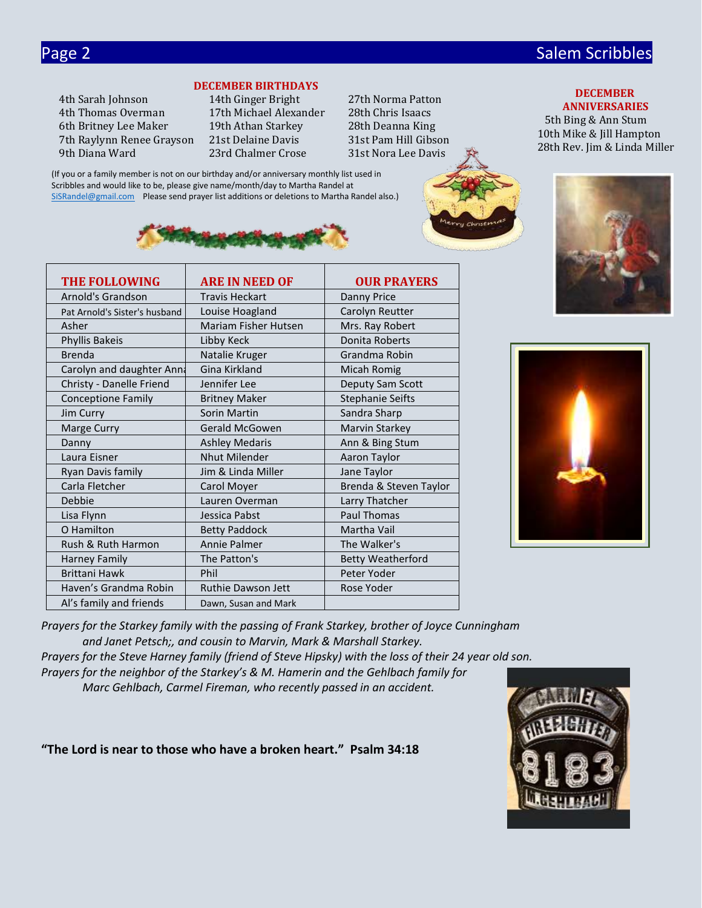## DECEMBER BIRTHDAYS

4th Sarah Johnson
4th Thomas Overman
6th Britney Lee Maker
7th Raylynn Renee Grayson
9th Diana Ward
14th Ginger Bright
17th Michael Alexander
19th Athan Starkey
21st Delaine Davis
23rd Chalmer Crose
27th Norma Patton
28th Chris Isaacs
28th Deanna King
31st Pam Hill Gibson
31st Nora Lee Davis

## DECEMBER ANNIVERSARIES

5th Bing & Ann Stum
10th Mike & Jill Hampton
28th Rev. Jim & Linda Miller

(If you or a family member is not on our birthday and/or anniversary monthly list used in Scribbles and would like to be, please give name/month/day to Martha Randel at SiSRandel@gmail.com Please send prayer list additions or deletions to Martha Randel also.)

| THE FOLLOWING | ARE IN NEED OF | OUR PRAYERS |
|---|---|---|
| Arnold's Grandson | Travis Heckart | Danny Price |
| Pat Arnold's Sister's husband | Louise Hoagland | Carolyn Reutter |
| Asher | Mariam Fisher Hutsen | Mrs. Ray Robert |
| Phyllis Bakeis | Libby Keck | Donita Roberts |
| Brenda | Natalie Kruger | Grandma Robin |
| Carolyn and daughter Anna | Gina Kirkland | Micah Romig |
| Christy - Danelle Friend | Jennifer Lee | Deputy Sam Scott |
| Conceptione Family | Britney Maker | Stephanie Seifts |
| Jim Curry | Sorin Martin | Sandra Sharp |
| Marge Curry | Gerald McGowen | Marvin Starkey |
| Danny | Ashley Medaris | Ann & Bing Stum |
| Laura Eisner | Nhut Milender | Aaron Taylor |
| Ryan Davis family | Jim & Linda Miller | Jane Taylor |
| Carla Fletcher | Carol Moyer | Brenda & Steven Taylor |
| Debbie | Lauren Overman | Larry Thatcher |
| Lisa Flynn | Jessica Pabst | Paul Thomas |
| O Hamilton | Betty Paddock | Martha Vail |
| Rush & Ruth Harmon | Annie Palmer | The Walker's |
| Harney Family | The Patton's | Betty Weatherford |
| Brittani Hawk | Phil | Peter Yoder |
| Haven's Grandma Robin | Ruthie Dawson Jett | Rose Yoder |
| Al's family and friends | Dawn, Susan and Mark | |

*Prayers for the Starkey family with the passing of Frank Starkey, brother of Joyce Cunningham and Janet Petsch;, and cousin to Marvin, Mark & Marshall Starkey.*

*Prayers for the Steve Harney family (friend of Steve Hipsky) with the loss of their 24 year old son.*

*Prayers for the neighbor of the Starkey's & M. Hamerin and the Gehlbach family for Marc Gehlbach, Carmel Fireman, who recently passed in an accident.*

**"The Lord is near to those who have a broken heart." Psalm 34:18**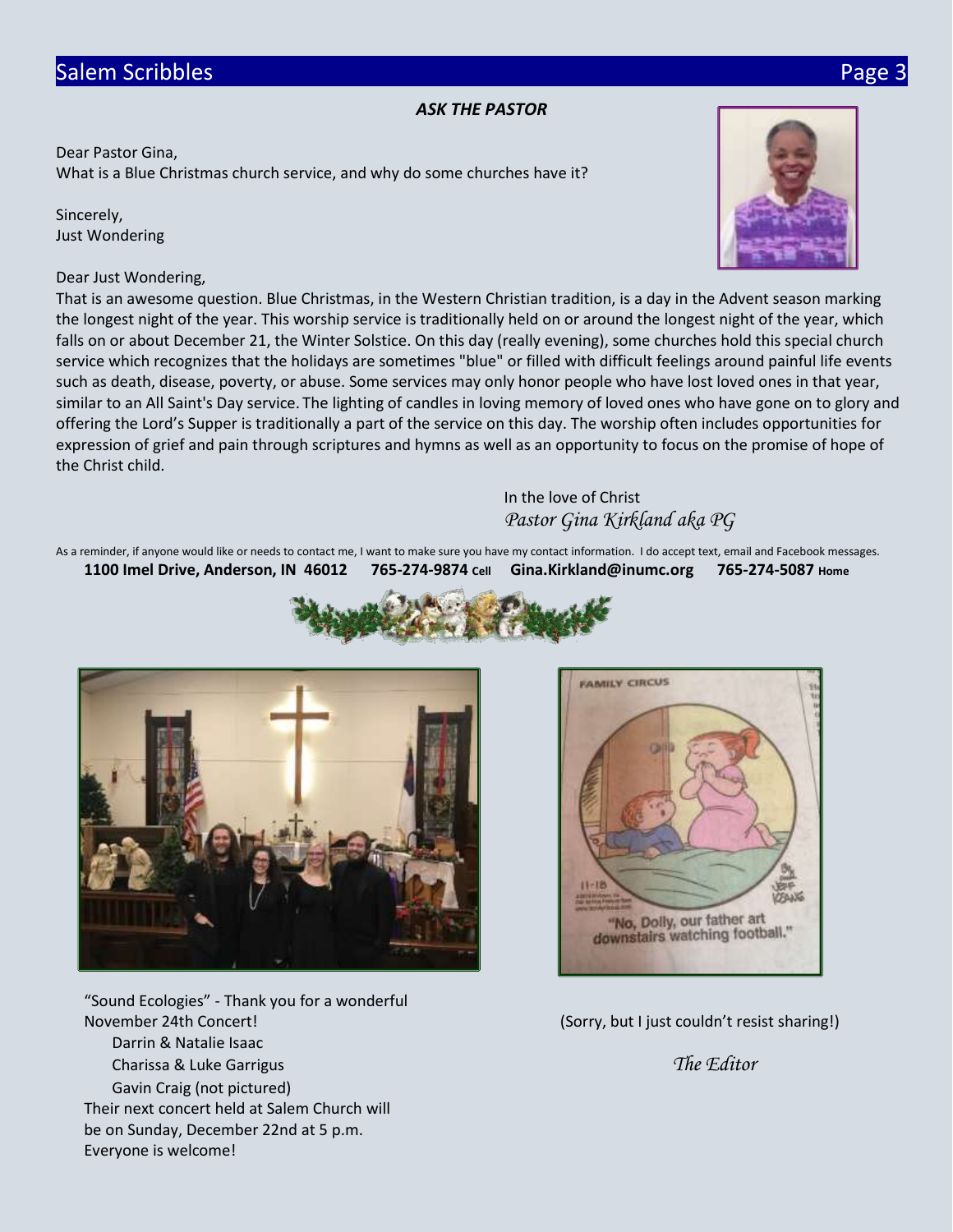### *ASK THE PASTOR*

Dear Pastor Gina,
What is a Blue Christmas church service, and why do some churches have it?

Sincerely,
Just Wondering

Dear Just Wondering,
That is an awesome question. Blue Christmas, in the Western Christian tradition, is a day in the Advent season marking the longest night of the year. This worship service is traditionally held on or around the longest night of the year, which falls on or about December 21, the Winter Solstice. On this day (really evening), some churches hold this special church service which recognizes that the holidays are sometimes "blue" or filled with difficult feelings around painful life events such as death, disease, poverty, or abuse. Some services may only honor people who have lost loved ones in that year, similar to an All Saint's Day service. The lighting of candles in loving memory of loved ones who have gone on to glory and offering the Lord's Supper is traditionally a part of the service on this day. The worship often includes opportunities for expression of grief and pain through scriptures and hymns as well as an opportunity to focus on the promise of hope of the Christ child.

In the love of Christ
*Pastor Gina Kirkland aka PG*

As a reminder, if anyone would like or needs to contact me, I want to make sure you have my contact information. I do accept text, email and Facebook messages.
**1100 Imel Drive, Anderson, IN 46012 765-274-9874 Cell Gina.Kirkland@inumc.org 765-274-5087 Home**

"Sound Ecologies" - Thank you for a wonderful November 24th Concert!
Darrin & Natalie Isaac
Charissa & Luke Garrigus
Gavin Craig (not pictured)
Their next concert held at Salem Church will be on Sunday, December 22nd at 5 p.m.
Everyone is welcome!

(Sorry, but I just couldn't resist sharing!)

*The Editor*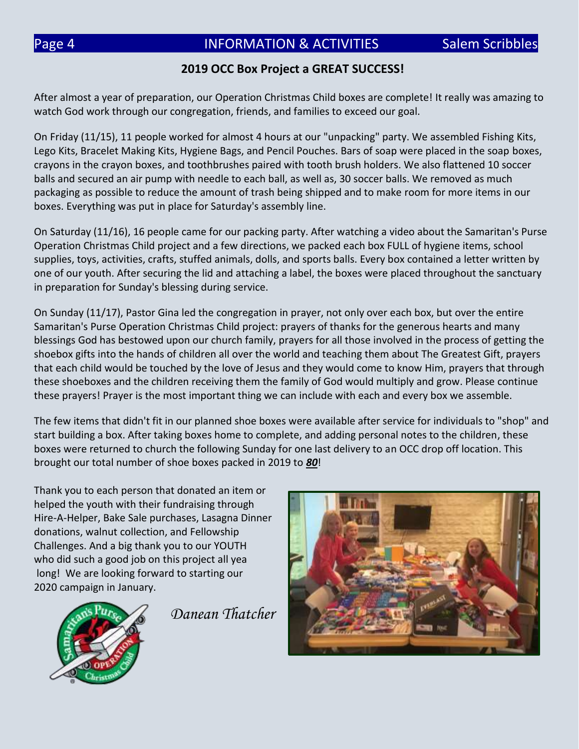## 2019 OCC Box Project a GREAT SUCCESS!

After almost a year of preparation, our Operation Christmas Child boxes are complete! It really was amazing to watch God work through our congregation, friends, and families to exceed our goal.

On Friday (11/15), 11 people worked for almost 4 hours at our "unpacking" party. We assembled Fishing Kits, Lego Kits, Bracelet Making Kits, Hygiene Bags, and Pencil Pouches. Bars of soap were placed in the soap boxes, crayons in the crayon boxes, and toothbrushes paired with tooth brush holders. We also flattened 10 soccer balls and secured an air pump with needle to each ball, as well as, 30 soccer balls. We removed as much packaging as possible to reduce the amount of trash being shipped and to make room for more items in our boxes. Everything was put in place for Saturday's assembly line.

On Saturday (11/16), 16 people came for our packing party. After watching a video about the Samaritan's Purse Operation Christmas Child project and a few directions, we packed each box FULL of hygiene items, school supplies, toys, activities, crafts, stuffed animals, dolls, and sports balls. Every box contained a letter written by one of our youth. After securing the lid and attaching a label, the boxes were placed throughout the sanctuary in preparation for Sunday's blessing during service.

On Sunday (11/17), Pastor Gina led the congregation in prayer, not only over each box, but over the entire Samaritan's Purse Operation Christmas Child project: prayers of thanks for the generous hearts and many blessings God has bestowed upon our church family, prayers for all those involved in the process of getting the shoebox gifts into the hands of children all over the world and teaching them about The Greatest Gift, prayers that each child would be touched by the love of Jesus and they would come to know Him, prayers that through these shoeboxes and the children receiving them the family of God would multiply and grow. Please continue these prayers! Prayer is the most important thing we can include with each and every box we assemble.

The few items that didn't fit in our planned shoe boxes were available after service for individuals to "shop" and start building a box. After taking boxes home to complete, and adding personal notes to the children, these boxes were returned to church the following Sunday for one last delivery to an OCC drop off location. This brought our total number of shoe boxes packed in 2019 to ***80***!

Thank you to each person that donated an item or helped the youth with their fundraising through Hire-A-Helper, Bake Sale purchases, Lasagna Dinner donations, walnut collection, and Fellowship Challenges. And a big thank you to our YOUTH who did such a good job on this project all yea long! We are looking forward to starting our 2020 campaign in January.

*Danean Thatcher*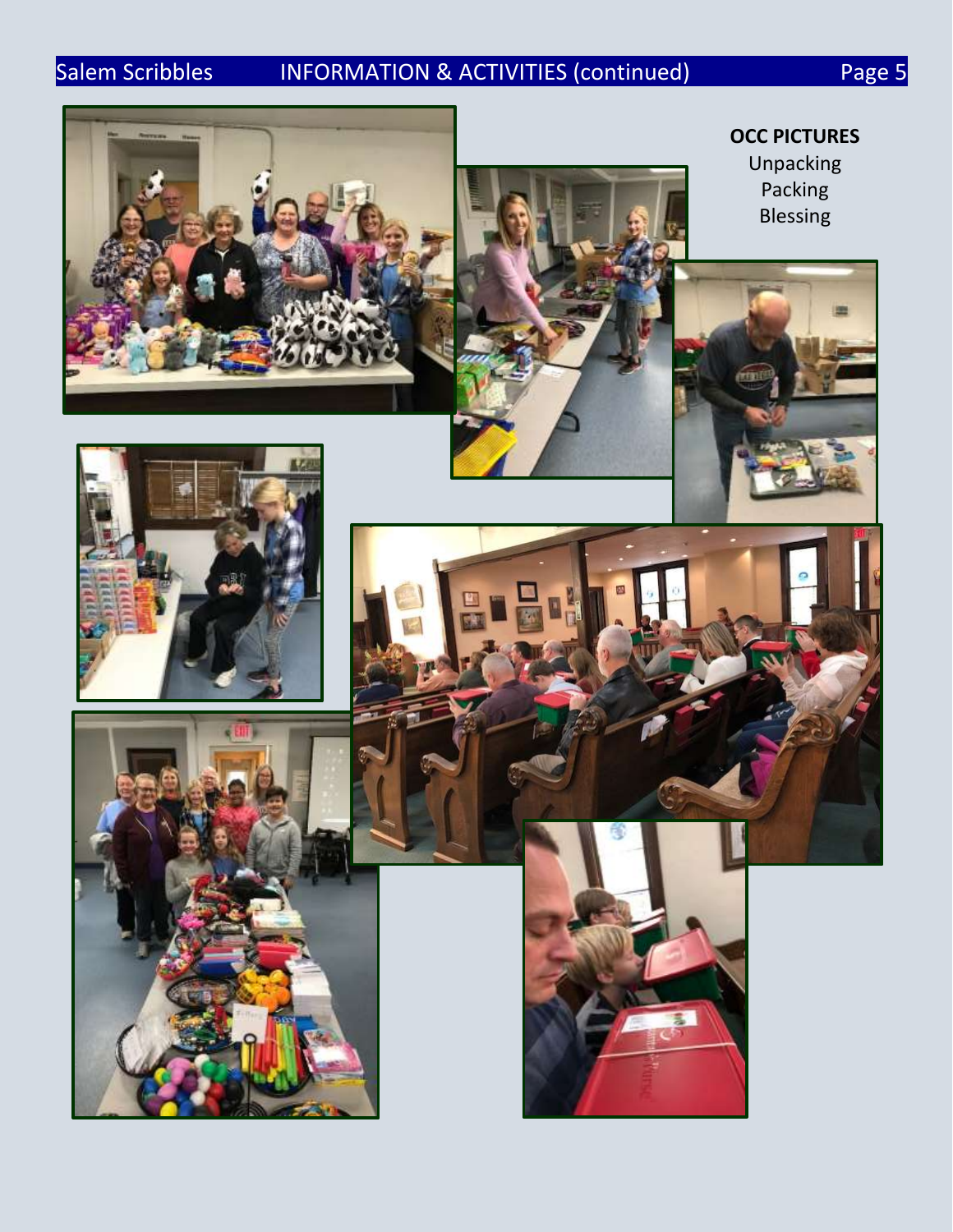**OCC PICTURES**

Unpacking

Packing

Blessing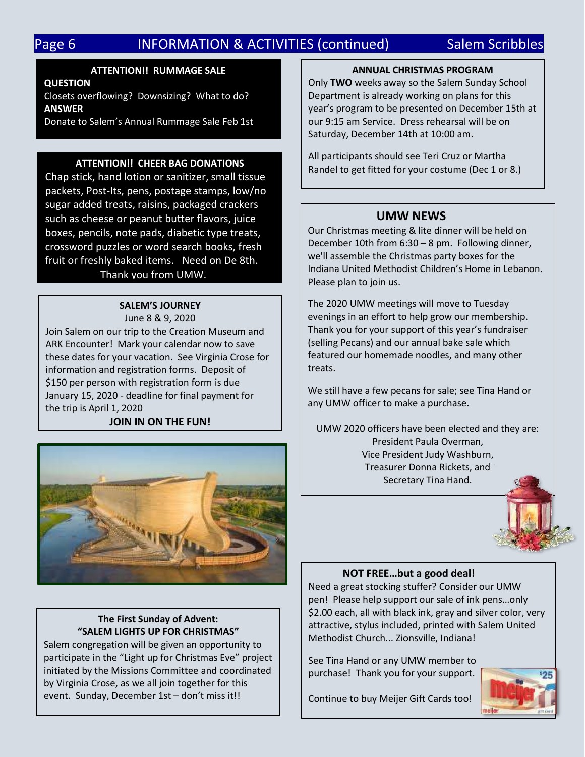## INFORMATION & ACTIVITIES (continued)

### ATTENTION!! RUMMAGE SALE

**QUESTION**

Closets overflowing? Downsizing? What to do?

**ANSWER**

Donate to Salem's Annual Rummage Sale Feb 1st

### ATTENTION!! CHEER BAG DONATIONS

Chap stick, hand lotion or sanitizer, small tissue packets, Post-Its, pens, postage stamps, low/no sugar added treats, raisins, packaged crackers such as cheese or peanut butter flavors, juice boxes, pencils, note pads, diabetic type treats, crossword puzzles or word search books, fresh fruit or freshly baked items. Need on De 8th.

Thank you from UMW.

### SALEM'S JOURNEY

June 8 & 9, 2020

Join Salem on our trip to the Creation Museum and ARK Encounter! Mark your calendar now to save these dates for your vacation. See Virginia Crose for information and registration forms. Deposit of $150 per person with registration form is due January 15, 2020 - deadline for final payment for the trip is April 1, 2020

**JOIN IN ON THE FUN!**

### The First Sunday of Advent: "SALEM LIGHTS UP FOR CHRISTMAS"

Salem congregation will be given an opportunity to participate in the "Light up for Christmas Eve" project initiated by the Missions Committee and coordinated by Virginia Crose, as we all join together for this event. Sunday, December 1st – don't miss it!!

### ANNUAL CHRISTMAS PROGRAM

Only **TWO** weeks away so the Salem Sunday School Department is already working on plans for this year's program to be presented on December 15th at our 9:15 am Service. Dress rehearsal will be on Saturday, December 14th at 10:00 am.

All participants should see Teri Cruz or Martha Randel to get fitted for your costume (Dec 1 or 8.)

### UMW NEWS

Our Christmas meeting & lite dinner will be held on December 10th from 6:30 – 8 pm. Following dinner, we'll assemble the Christmas party boxes for the Indiana United Methodist Children's Home in Lebanon. Please plan to join us.

The 2020 UMW meetings will move to Tuesday evenings in an effort to help grow our membership. Thank you for your support of this year's fundraiser (selling Pecans) and our annual bake sale which featured our homemade noodles, and many other treats.

We still have a few pecans for sale; see Tina Hand or any UMW officer to make a purchase.

UMW 2020 officers have been elected and they are:
President Paula Overman,
Vice President Judy Washburn,
Treasurer Donna Rickets, and
Secretary Tina Hand.

### NOT FREE…but a good deal!

Need a great stocking stuffer? Consider our UMW pen! Please help support our sale of ink pens…only $2.00 each, all with black ink, gray and silver color, very attractive, stylus included, printed with Salem United Methodist Church... Zionsville, Indiana!

See Tina Hand or any UMW member to purchase! Thank you for your support.

Continue to buy Meijer Gift Cards too!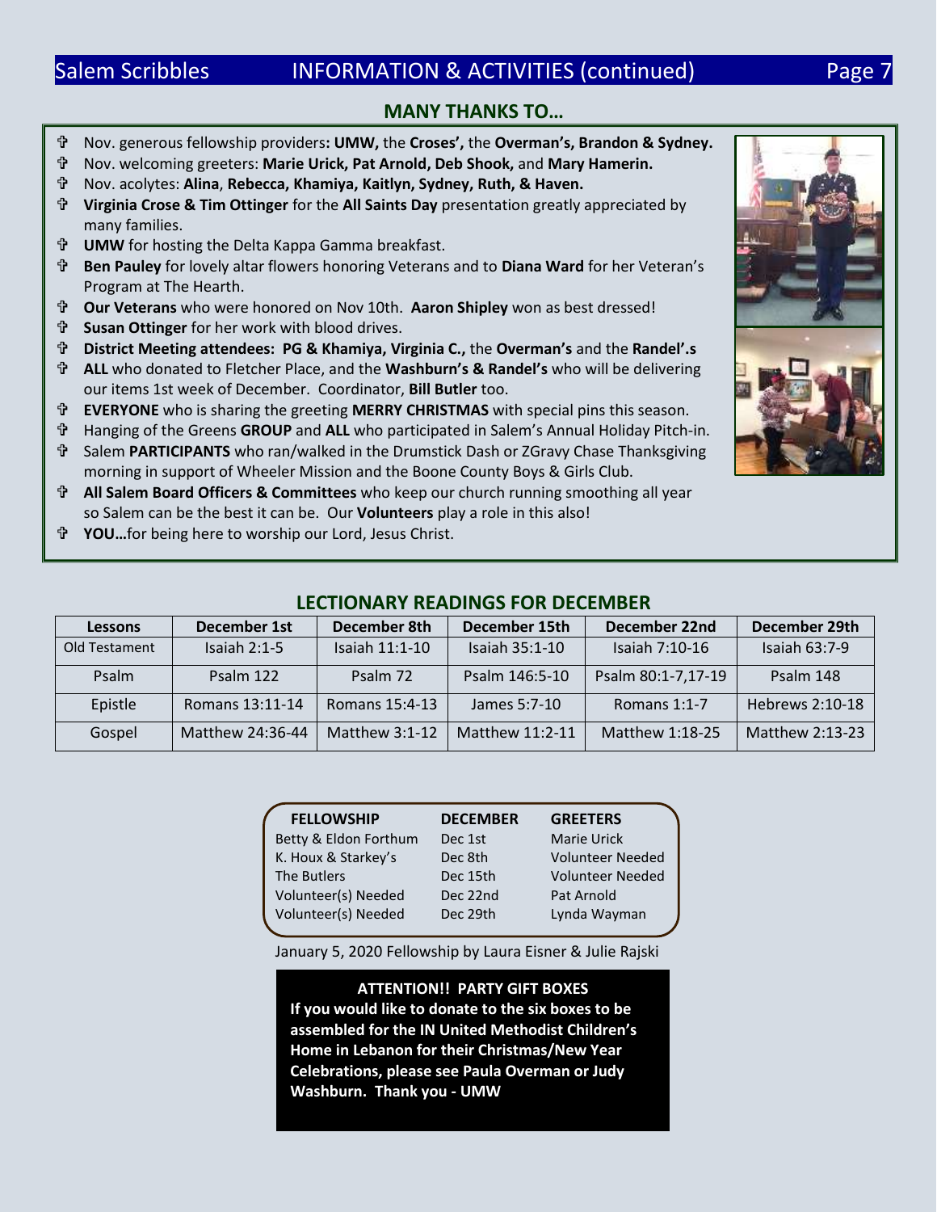## MANY THANKS TO…

- Nov. generous fellowship providers**: UMW,** the **Croses',** the **Overman's, Brandon & Sydney.**
- Nov. welcoming greeters: **Marie Urick, Pat Arnold, Deb Shook,** and **Mary Hamerin.**
- Nov. acolytes: **Alina**, **Rebecca, Khamiya, Kaitlyn, Sydney, Ruth, & Haven.**
- **Virginia Crose & Tim Ottinger** for the **All Saints Day** presentation greatly appreciated by many families.
- **UMW** for hosting the Delta Kappa Gamma breakfast.
- **Ben Pauley** for lovely altar flowers honoring Veterans and to **Diana Ward** for her Veteran's Program at The Hearth.
- **Our Veterans** who were honored on Nov 10th. **Aaron Shipley** won as best dressed!
- **Susan Ottinger** for her work with blood drives.
- **District Meeting attendees: PG & Khamiya, Virginia C.,** the **Overman's** and the **Randel'.s**
- **ALL** who donated to Fletcher Place, and the **Washburn's & Randel's** who will be delivering our items 1st week of December. Coordinator, **Bill Butler** too.
- **EVERYONE** who is sharing the greeting **MERRY CHRISTMAS** with special pins this season.
- Hanging of the Greens **GROUP** and **ALL** who participated in Salem's Annual Holiday Pitch-in.
- Salem **PARTICIPANTS** who ran/walked in the Drumstick Dash or ZGravy Chase Thanksgiving morning in support of Wheeler Mission and the Boone County Boys & Girls Club.
- **All Salem Board Officers & Committees** who keep our church running smoothing all year so Salem can be the best it can be. Our **Volunteers** play a role in this also!
- **YOU…**for being here to worship our Lord, Jesus Christ.

## LECTIONARY READINGS FOR DECEMBER

| Lessons | December 1st | December 8th | December 15th | December 22nd | December 29th |
|---|---|---|---|---|---|
| Old Testament | Isaiah 2:1-5 | Isaiah 11:1-10 | Isaiah 35:1-10 | Isaiah 7:10-16 | Isaiah 63:7-9 |
| Psalm | Psalm 122 | Psalm 72 | Psalm 146:5-10 | Psalm 80:1-7,17-19 | Psalm 148 |
| Epistle | Romans 13:11-14 | Romans 15:4-13 | James 5:7-10 | Romans 1:1-7 | Hebrews 2:10-18 |
| Gospel | Matthew 24:36-44 | Matthew 3:1-12 | Matthew 11:2-11 | Matthew 1:18-25 | Matthew 2:13-23 |

| FELLOWSHIP | DECEMBER | GREETERS |
|---|---|---|
| Betty & Eldon Forthum | Dec 1st | Marie Urick |
| K. Houx & Starkey's | Dec 8th | Volunteer Needed |
| The Butlers | Dec 15th | Volunteer Needed |
| Volunteer(s) Needed | Dec 22nd | Pat Arnold |
| Volunteer(s) Needed | Dec 29th | Lynda Wayman |

January 5, 2020 Fellowship by Laura Eisner & Julie Rajski

**ATTENTION!! PARTY GIFT BOXES**

**If you would like to donate to the six boxes to be assembled for the IN United Methodist Children's Home in Lebanon for their Christmas/New Year Celebrations, please see Paula Overman or Judy Washburn. Thank you - UMW**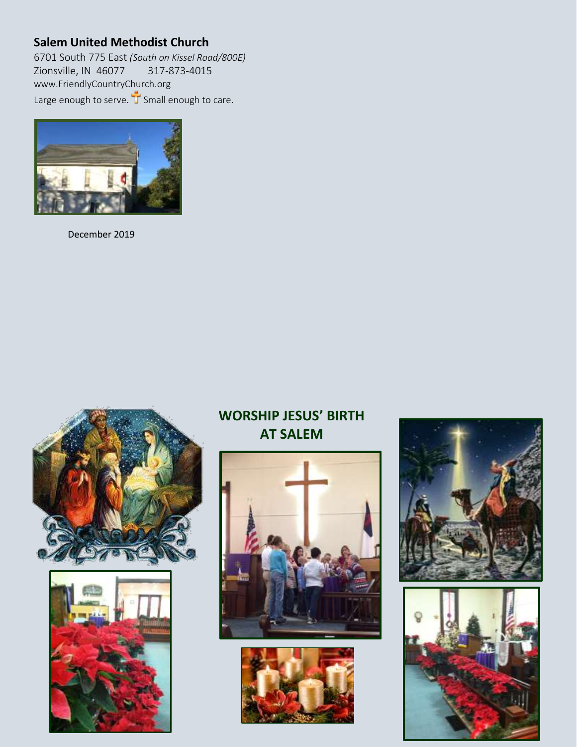**Salem United Methodist Church**

6701 South 775 East *(South on Kissel Road/800E)*
Zionsville, IN 46077 317-873-4015
www.FriendlyCountryChurch.org
Large enough to serve. ✝ Small enough to care.

December 2019

## WORSHIP JESUS' BIRTH AT SALEM